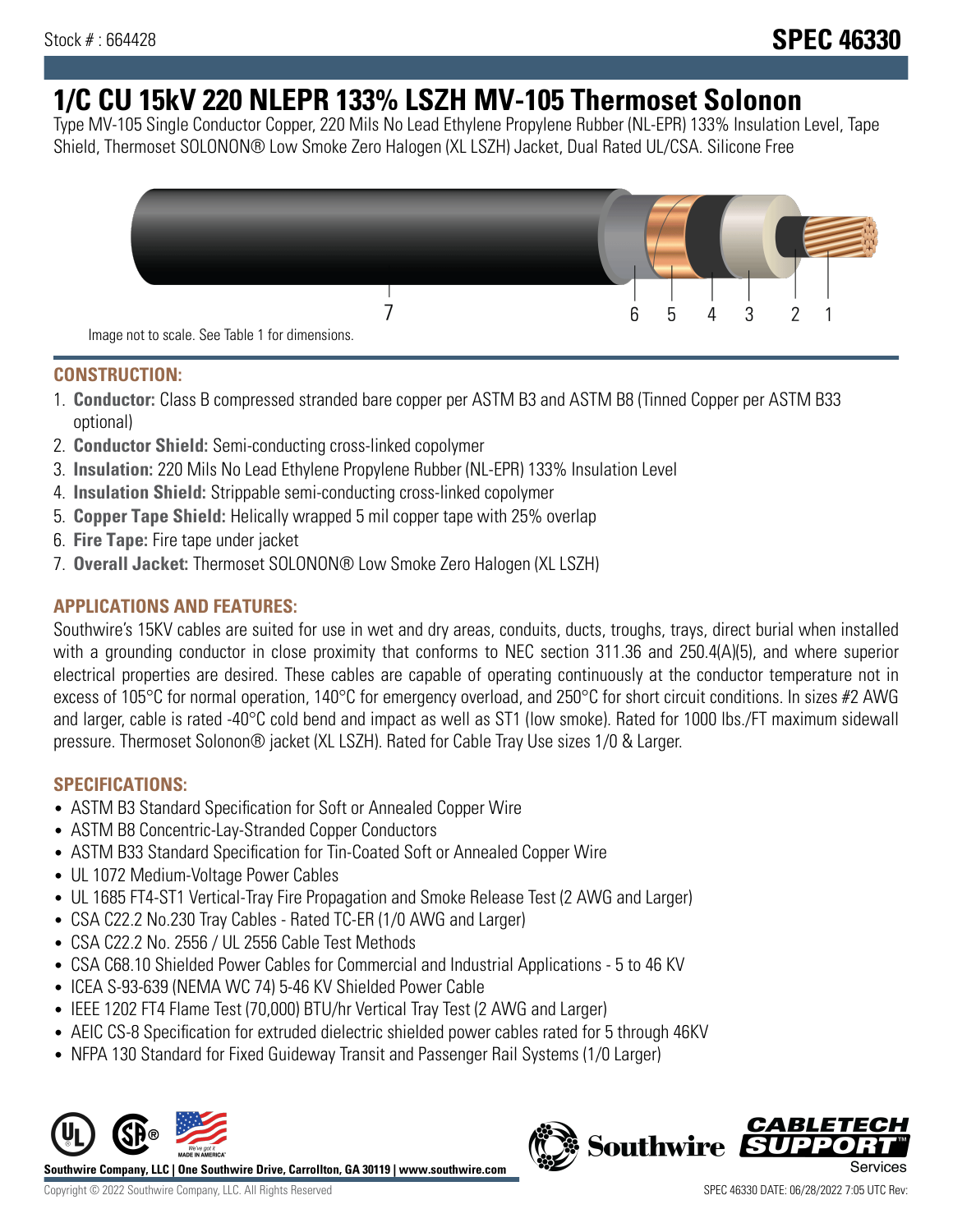Stock # : 664428

# SPEC 46330

# 1/C CU 15kV 220 NLEPR 133% LSZH MV-105 Thermoset Solonon

Type MV-105 Single Conductor Copper, 220 Mils No Lead Ethylene Propylene Rubber (NL-EPR) 133% Insulation Level, Tape Shield, Thermoset SOLONON® Low Smoke Zero Halogen (XL LSZH) Jacket, Dual Rated UL/CSA. Silicone Free

7 6 5 4 3 2 1

Image not to scale. See Table 1 for dimensions.

## CONSTRUCTION:

1. **Conductor:** Class B compressed stranded bare copper per ASTM B3 and ASTM B8 (Tinned Copper per ASTM B33 optional)
2. **Conductor Shield:** Semi-conducting cross-linked copolymer
3. **Insulation:** 220 Mils No Lead Ethylene Propylene Rubber (NL-EPR) 133% Insulation Level
4. **Insulation Shield:** Strippable semi-conducting cross-linked copolymer
5. **Copper Tape Shield:** Helically wrapped 5 mil copper tape with 25% overlap
6. **Fire Tape:** Fire tape under jacket
7. **Overall Jacket:** Thermoset SOLONON® Low Smoke Zero Halogen (XL LSZH)

## APPLICATIONS AND FEATURES:

Southwire's 15KV cables are suited for use in wet and dry areas, conduits, ducts, troughs, trays, direct burial when installed with a grounding conductor in close proximity that conforms to NEC section 311.36 and 250.4(A)(5), and where superior electrical properties are desired. These cables are capable of operating continuously at the conductor temperature not in excess of 105°C for normal operation, 140°C for emergency overload, and 250°C for short circuit conditions. In sizes #2 AWG and larger, cable is rated -40°C cold bend and impact as well as ST1 (low smoke). Rated for 1000 lbs./FT maximum sidewall pressure. Thermoset Solonon® jacket (XL LSZH). Rated for Cable Tray Use sizes 1/0 & Larger.

## SPECIFICATIONS:

- ASTM B3 Standard Specification for Soft or Annealed Copper Wire
- ASTM B8 Concentric-Lay-Stranded Copper Conductors
- ASTM B33 Standard Specification for Tin-Coated Soft or Annealed Copper Wire
- UL 1072 Medium-Voltage Power Cables
- UL 1685 FT4-ST1 Vertical-Tray Fire Propagation and Smoke Release Test (2 AWG and Larger)
- CSA C22.2 No.230 Tray Cables - Rated TC-ER (1/0 AWG and Larger)
- CSA C22.2 No. 2556 / UL 2556 Cable Test Methods
- CSA C68.10 Shielded Power Cables for Commercial and Industrial Applications - 5 to 46 KV
- ICEA S-93-639 (NEMA WC 74) 5-46 KV Shielded Power Cable
- IEEE 1202 FT4 Flame Test (70,000) BTU/hr Vertical Tray Test (2 AWG and Larger)
- AEIC CS-8 Specification for extruded dielectric shielded power cables rated for 5 through 46KV
- NFPA 130 Standard for Fixed Guideway Transit and Passenger Rail Systems (1/0 Larger)

Southwire Company, LLC | One Southwire Drive, Carrollton, GA 30119 | www.southwire.com

Copyright © 2022 Southwire Company, LLC. All Rights Reserved

SPEC 46330 DATE: 06/28/2022 7:05 UTC Rev: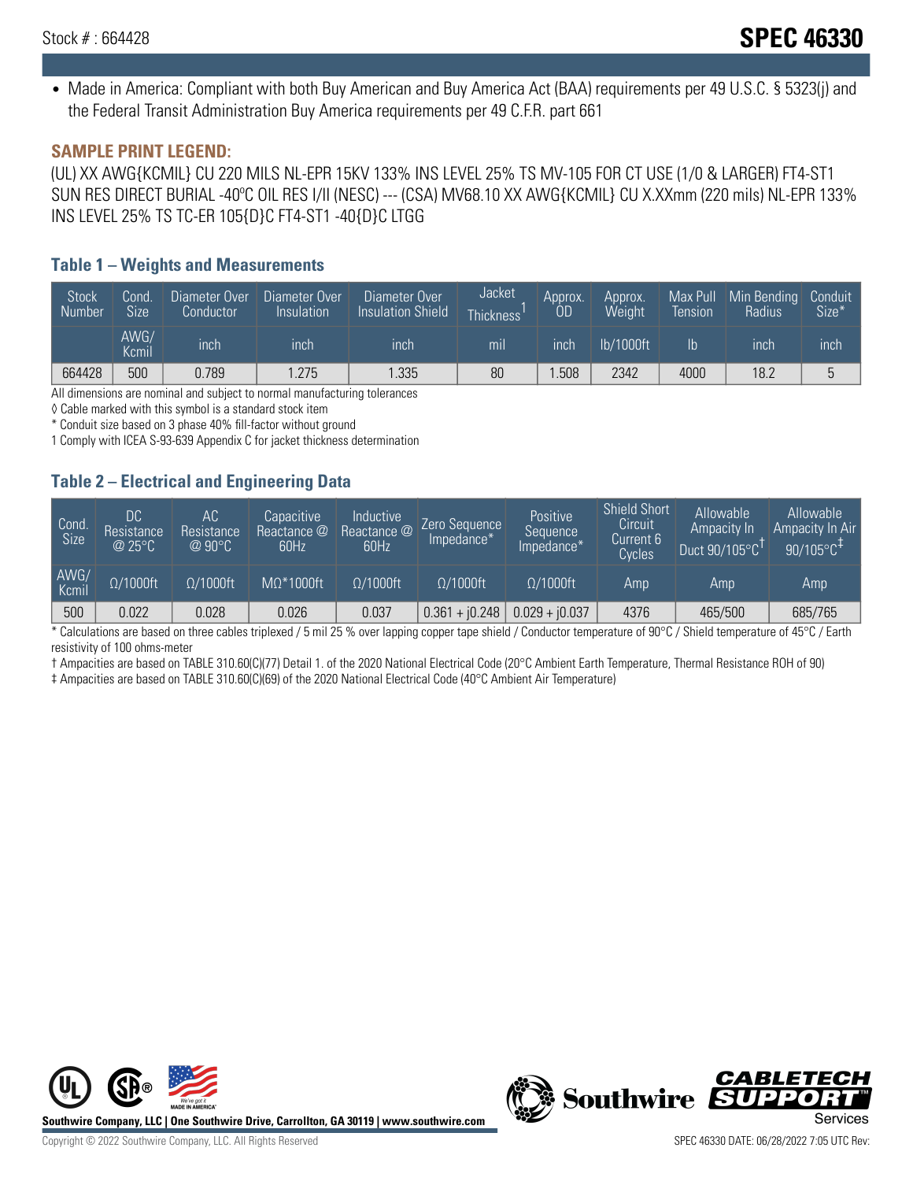- Made in America: Compliant with both Buy American and Buy America Act (BAA) requirements per 49 U.S.C. § 5323(j) and the Federal Transit Administration Buy America requirements per 49 C.F.R. part 661

### SAMPLE PRINT LEGEND:

(UL) XX AWG{KCMIL} CU 220 MILS NL-EPR 15KV 133% INS LEVEL 25% TS MV-105 FOR CT USE (1/0 & LARGER) FT4-ST1 SUN RES DIRECT BURIAL -40ºC OIL RES I/II (NESC) --- (CSA) MV68.10 XX AWG{KCMIL} CU X.XXmm (220 mils) NL-EPR 133% INS LEVEL 25% TS TC-ER 105{D}C FT4-ST1 -40{D}C LTGG

### Table 1 – Weights and Measurements

| Stock Number | Cond. Size | Diameter Over Conductor | Diameter Over Insulation | Diameter Over Insulation Shield | Jacket Thickness[1] | Approx. OD | Approx. Weight | Max Pull Tension | Min Bending Radius | Conduit Size* |
|---|---|---|---|---|---|---|---|---|---|---|
| | AWG/ Kcmil | inch | inch | inch | mil | inch | lb/1000ft | lb | inch | inch |
| 664428 | 500 | 0.789 | 1.275 | 1.335 | 80 | 1.508 | 2342 | 4000 | 18.2 | 5 |

All dimensions are nominal and subject to normal manufacturing tolerances

◊ Cable marked with this symbol is a standard stock item

\* Conduit size based on 3 phase 40% fill-factor without ground

1 Comply with ICEA S-93-639 Appendix C for jacket thickness determination

### Table 2 – Electrical and Engineering Data

| Cond. Size | DC Resistance @ 25°C | AC Resistance @ 90°C | Capacitive Reactance @ 60Hz | Inductive Reactance @ 60Hz | Zero Sequence Impedance* | Positive Sequence Impedance* | Shield Short Circuit Current 6 Cycles | Allowable Ampacity In Duct 90/105°C† | Allowable Ampacity In Air 90/105°C‡ |
|---|---|---|---|---|---|---|---|---|---|
| AWG/ Kcmil | Ω/1000ft | Ω/1000ft | MΩ*1000ft | Ω/1000ft | Ω/1000ft | Ω/1000ft | Amp | Amp | Amp |
| 500 | 0.022 | 0.028 | 0.026 | 0.037 | 0.361 + j0.248 | 0.029 + j0.037 | 4376 | 465/500 | 685/765 |

\* Calculations are based on three cables triplexed / 5 mil 25 % over lapping copper tape shield / Conductor temperature of 90°C / Shield temperature of 45°C / Earth resistivity of 100 ohms-meter

† Ampacities are based on TABLE 310.60(C)(77) Detail 1. of the 2020 National Electrical Code (20°C Ambient Earth Temperature, Thermal Resistance ROH of 90)

‡ Ampacities are based on TABLE 310.60(C)(69) of the 2020 National Electrical Code (40°C Ambient Air Temperature)

Southwire Company, LLC | One Southwire Drive, Carrollton, GA 30119 | www.southwire.com

Copyright © 2022 Southwire Company, LLC. All Rights Reserved

SPEC 46330 DATE: 06/28/2022 7:05 UTC Rev: